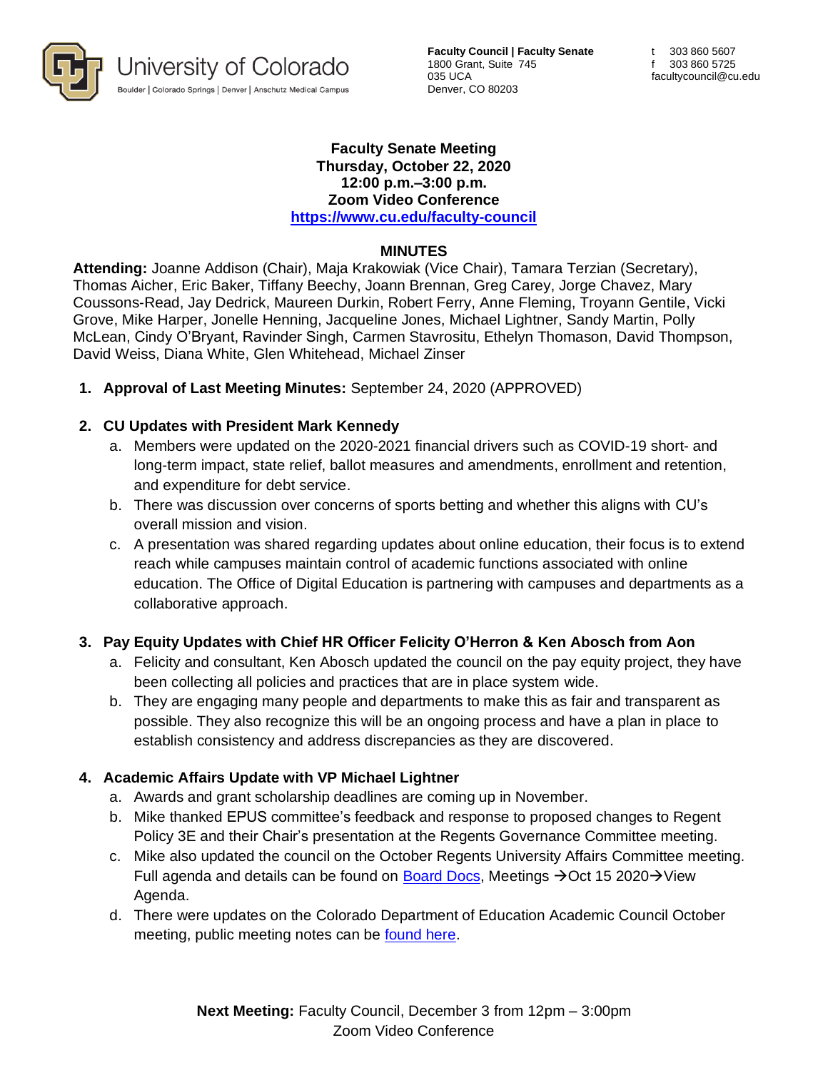University of Colorado
Boulder | Colorado Springs | Denver | Anschutz Medical Campus

**Faculty Council | Faculty Senate**
1800 Grant, Suite 745
035 UCA
Denver, CO 80203

t 303 860 5607
f 303 860 5725
facultycouncil@cu.edu

**Faculty Senate Meeting**
**Thursday, October 22, 2020**
**12:00 p.m.–3:00 p.m.**
**Zoom Video Conference**
**https://www.cu.edu/faculty-council**

## MINUTES

**Attending:** Joanne Addison (Chair), Maja Krakowiak (Vice Chair), Tamara Terzian (Secretary), Thomas Aicher, Eric Baker, Tiffany Beechy, Joann Brennan, Greg Carey, Jorge Chavez, Mary Coussons-Read, Jay Dedrick, Maureen Durkin, Robert Ferry, Anne Fleming, Troyann Gentile, Vicki Grove, Mike Harper, Jonelle Henning, Jacqueline Jones, Michael Lightner, Sandy Martin, Polly McLean, Cindy O'Bryant, Ravinder Singh, Carmen Stavrositu, Ethelyn Thomason, David Thompson, David Weiss, Diana White, Glen Whitehead, Michael Zinser

1. **Approval of Last Meeting Minutes:** September 24, 2020 (APPROVED)

2. **CU Updates with President Mark Kennedy**
   a. Members were updated on the 2020-2021 financial drivers such as COVID-19 short- and long-term impact, state relief, ballot measures and amendments, enrollment and retention, and expenditure for debt service.
   b. There was discussion over concerns of sports betting and whether this aligns with CU's overall mission and vision.
   c. A presentation was shared regarding updates about online education, their focus is to extend reach while campuses maintain control of academic functions associated with online education. The Office of Digital Education is partnering with campuses and departments as a collaborative approach.

3. **Pay Equity Updates with Chief HR Officer Felicity O'Herron & Ken Abosch from Aon**
   a. Felicity and consultant, Ken Abosch updated the council on the pay equity project, they have been collecting all policies and practices that are in place system wide.
   b. They are engaging many people and departments to make this as fair and transparent as possible. They also recognize this will be an ongoing process and have a plan in place to establish consistency and address discrepancies as they are discovered.

4. **Academic Affairs Update with VP Michael Lightner**
   a. Awards and grant scholarship deadlines are coming up in November.
   b. Mike thanked EPUS committee's feedback and response to proposed changes to Regent Policy 3E and their Chair's presentation at the Regents Governance Committee meeting.
   c. Mike also updated the council on the October Regents University Affairs Committee meeting. Full agenda and details can be found on Board Docs, Meetings →Oct 15 2020→View Agenda.
   d. There were updates on the Colorado Department of Education Academic Council October meeting, public meeting notes can be found here.

**Next Meeting:** Faculty Council, December 3 from 12pm – 3:00pm
Zoom Video Conference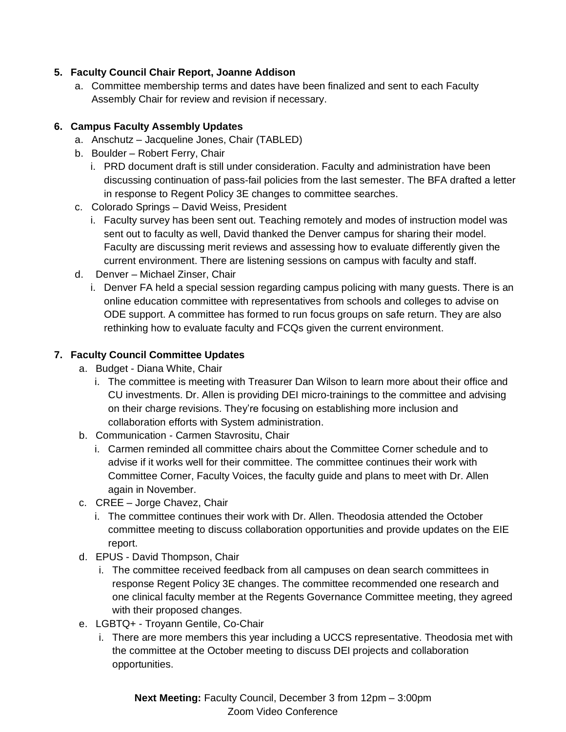5. **Faculty Council Chair Report, Joanne Addison**
    a. Committee membership terms and dates have been finalized and sent to each Faculty Assembly Chair for review and revision if necessary.

6. **Campus Faculty Assembly Updates**
    a. Anschutz – Jacqueline Jones, Chair (TABLED)
    b. Boulder – Robert Ferry, Chair
        i. PRD document draft is still under consideration. Faculty and administration have been discussing continuation of pass-fail policies from the last semester. The BFA drafted a letter in response to Regent Policy 3E changes to committee searches.
    c. Colorado Springs – David Weiss, President
        i. Faculty survey has been sent out. Teaching remotely and modes of instruction model was sent out to faculty as well, David thanked the Denver campus for sharing their model. Faculty are discussing merit reviews and assessing how to evaluate differently given the current environment. There are listening sessions on campus with faculty and staff.
    d. Denver – Michael Zinser, Chair
        i. Denver FA held a special session regarding campus policing with many guests. There is an online education committee with representatives from schools and colleges to advise on ODE support. A committee has formed to run focus groups on safe return. They are also rethinking how to evaluate faculty and FCQs given the current environment.

7. **Faculty Council Committee Updates**
    a. Budget - Diana White, Chair
        i. The committee is meeting with Treasurer Dan Wilson to learn more about their office and CU investments. Dr. Allen is providing DEI micro-trainings to the committee and advising on their charge revisions. They're focusing on establishing more inclusion and collaboration efforts with System administration.
    b. Communication - Carmen Stavrositu, Chair
        i. Carmen reminded all committee chairs about the Committee Corner schedule and to advise if it works well for their committee. The committee continues their work with Committee Corner, Faculty Voices, the faculty guide and plans to meet with Dr. Allen again in November.
    c. CREE – Jorge Chavez, Chair
        i. The committee continues their work with Dr. Allen. Theodosia attended the October committee meeting to discuss collaboration opportunities and provide updates on the EIE report.
    d. EPUS - David Thompson, Chair
        i. The committee received feedback from all campuses on dean search committees in response Regent Policy 3E changes. The committee recommended one research and one clinical faculty member at the Regents Governance Committee meeting, they agreed with their proposed changes.
    e. LGBTQ+ - Troyann Gentile, Co-Chair
        i. There are more members this year including a UCCS representative. Theodosia met with the committee at the October meeting to discuss DEI projects and collaboration opportunities.

**Next Meeting:** Faculty Council, December 3 from 12pm – 3:00pm
Zoom Video Conference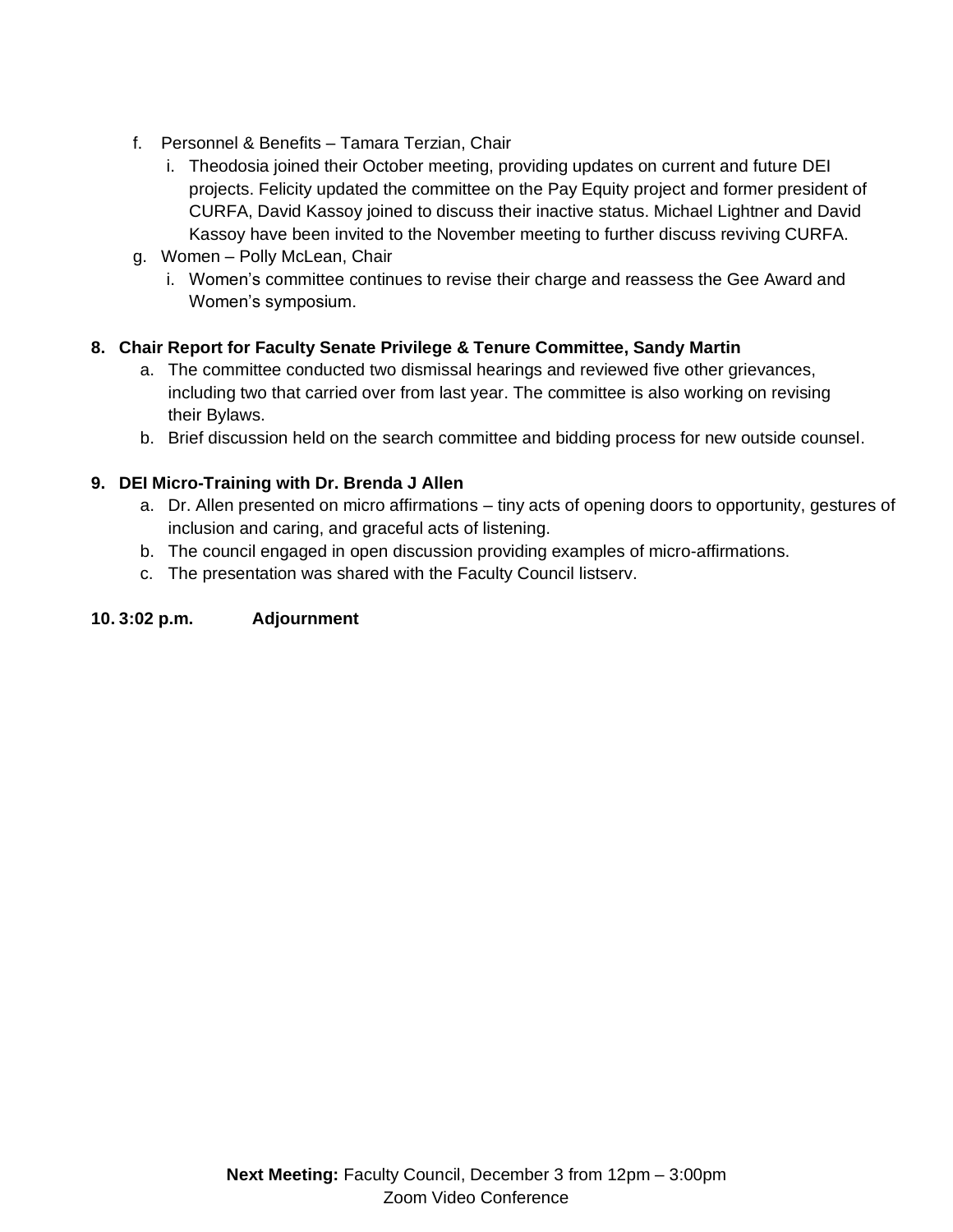f. Personnel & Benefits – Tamara Terzian, Chair
   i. Theodosia joined their October meeting, providing updates on current and future DEI projects. Felicity updated the committee on the Pay Equity project and former president of CURFA, David Kassoy joined to discuss their inactive status. Michael Lightner and David Kassoy have been invited to the November meeting to further discuss reviving CURFA.

g. Women – Polly McLean, Chair
   i. Women's committee continues to revise their charge and reassess the Gee Award and Women's symposium.

**8. Chair Report for Faculty Senate Privilege & Tenure Committee, Sandy Martin**

a. The committee conducted two dismissal hearings and reviewed five other grievances, including two that carried over from last year. The committee is also working on revising their Bylaws.

b. Brief discussion held on the search committee and bidding process for new outside counsel.

**9. DEI Micro-Training with Dr. Brenda J Allen**

a. Dr. Allen presented on micro affirmations – tiny acts of opening doors to opportunity, gestures of inclusion and caring, and graceful acts of listening.

b. The council engaged in open discussion providing examples of micro-affirmations.

c. The presentation was shared with the Faculty Council listserv.

**10. 3:02 p.m. Adjournment**

**Next Meeting:** Faculty Council, December 3 from 12pm – 3:00pm
Zoom Video Conference